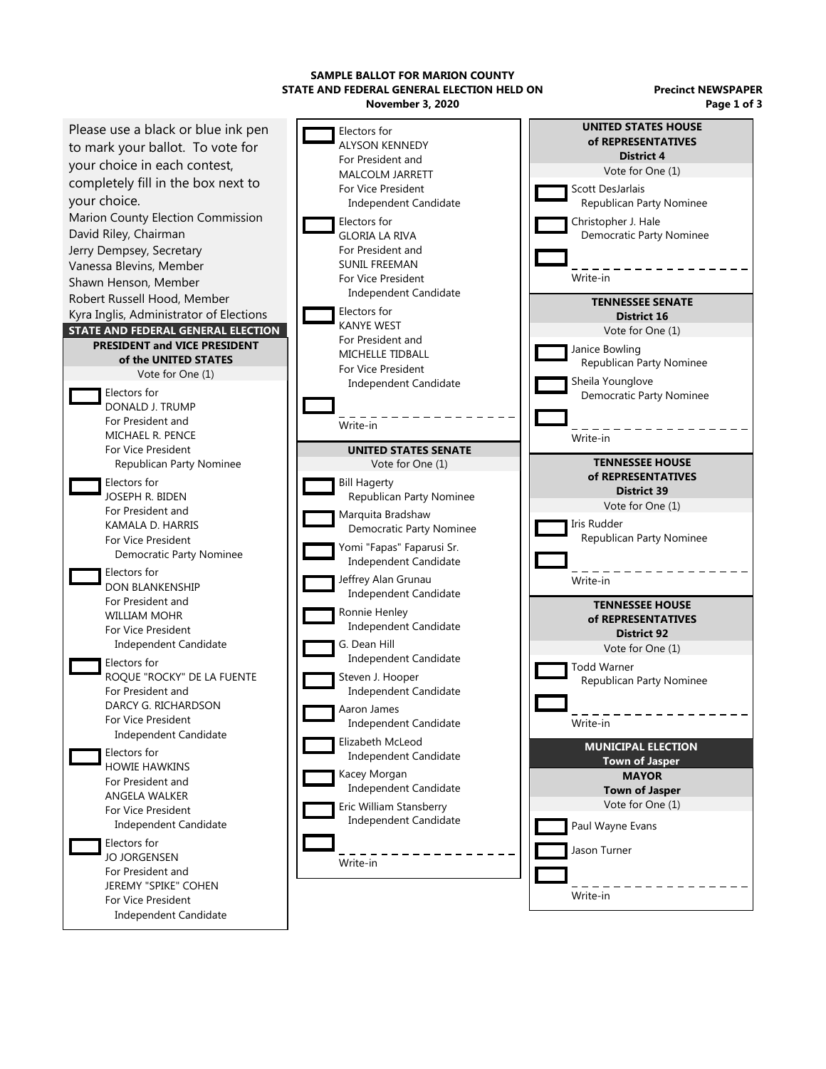**SAMPLE BALLOT FOR MARION COUNTY**
**STATE AND FEDERAL GENERAL ELECTION HELD ON**
**November 3, 2020**

**Precinct NEWSPAPER**

Please use a black or blue ink pen to mark your ballot. To vote for your choice in each contest, completely fill in the box next to your choice.

Marion County Election Commission
David Riley, Chairman
Jerry Dempsey, Secretary
Vanessa Blevins, Member
Shawn Henson, Member
Robert Russell Hood, Member
Kyra Inglis, Administrator of Elections

## STATE AND FEDERAL GENERAL ELECTION

### PRESIDENT and VICE PRESIDENT of the UNITED STATES

Vote for One (1)

- ☐ Electors for DONALD J. TRUMP For President and MICHAEL R. PENCE For Vice President — Republican Party Nominee
- ☐ Electors for JOSEPH R. BIDEN For President and KAMALA D. HARRIS For Vice President — Democratic Party Nominee
- ☐ Electors for DON BLANKENSHIP For President and WILLIAM MOHR For Vice President — Independent Candidate
- ☐ Electors for ROQUE "ROCKY" DE LA FUENTE For President and DARCY G. RICHARDSON For Vice President — Independent Candidate
- ☐ Electors for HOWIE HAWKINS For President and ANGELA WALKER For Vice President — Independent Candidate
- ☐ Electors for JO JORGENSEN For President and JEREMY "SPIKE" COHEN For Vice President — Independent Candidate
- ☐ Electors for ALYSON KENNEDY For President and MALCOLM JARRETT For Vice President — Independent Candidate
- ☐ Electors for GLORIA LA RIVA For President and SUNIL FREEMAN For Vice President — Independent Candidate
- ☐ Electors for KANYE WEST For President and MICHELLE TIDBALL For Vice President — Independent Candidate
- ☐ ________________ Write-in

### UNITED STATES SENATE

Vote for One (1)

- ☐ Bill Hagerty — Republican Party Nominee
- ☐ Marquita Bradshaw — Democratic Party Nominee
- ☐ Yomi "Fapas" Faparusi Sr. — Independent Candidate
- ☐ Jeffrey Alan Grunau — Independent Candidate
- ☐ Ronnie Henley — Independent Candidate
- ☐ G. Dean Hill — Independent Candidate
- ☐ Steven J. Hooper — Independent Candidate
- ☐ Aaron James — Independent Candidate
- ☐ Elizabeth McLeod — Independent Candidate
- ☐ Kacey Morgan — Independent Candidate
- ☐ Eric William Stansberry — Independent Candidate
- ☐ ________________ Write-in

### UNITED STATES HOUSE of REPRESENTATIVES District 4

Vote for One (1)

- ☐ Scott DesJarlais — Republican Party Nominee
- ☐ Christopher J. Hale — Democratic Party Nominee
- ☐ ________________ Write-in

### TENNESSEE SENATE District 16

Vote for One (1)

- ☐ Janice Bowling — Republican Party Nominee
- ☐ Sheila Younglove — Democratic Party Nominee
- ☐ ________________ Write-in

### TENNESSEE HOUSE of REPRESENTATIVES District 39

Vote for One (1)

- ☐ Iris Rudder — Republican Party Nominee
- ☐ ________________ Write-in

### TENNESSEE HOUSE of REPRESENTATIVES District 92

Vote for One (1)

- ☐ Todd Warner — Republican Party Nominee
- ☐ ________________ Write-in

## MUNICIPAL ELECTION Town of Jasper

### MAYOR Town of Jasper

Vote for One (1)

- ☐ Paul Wayne Evans
- ☐ Jason Turner
- ☐ ________________ Write-in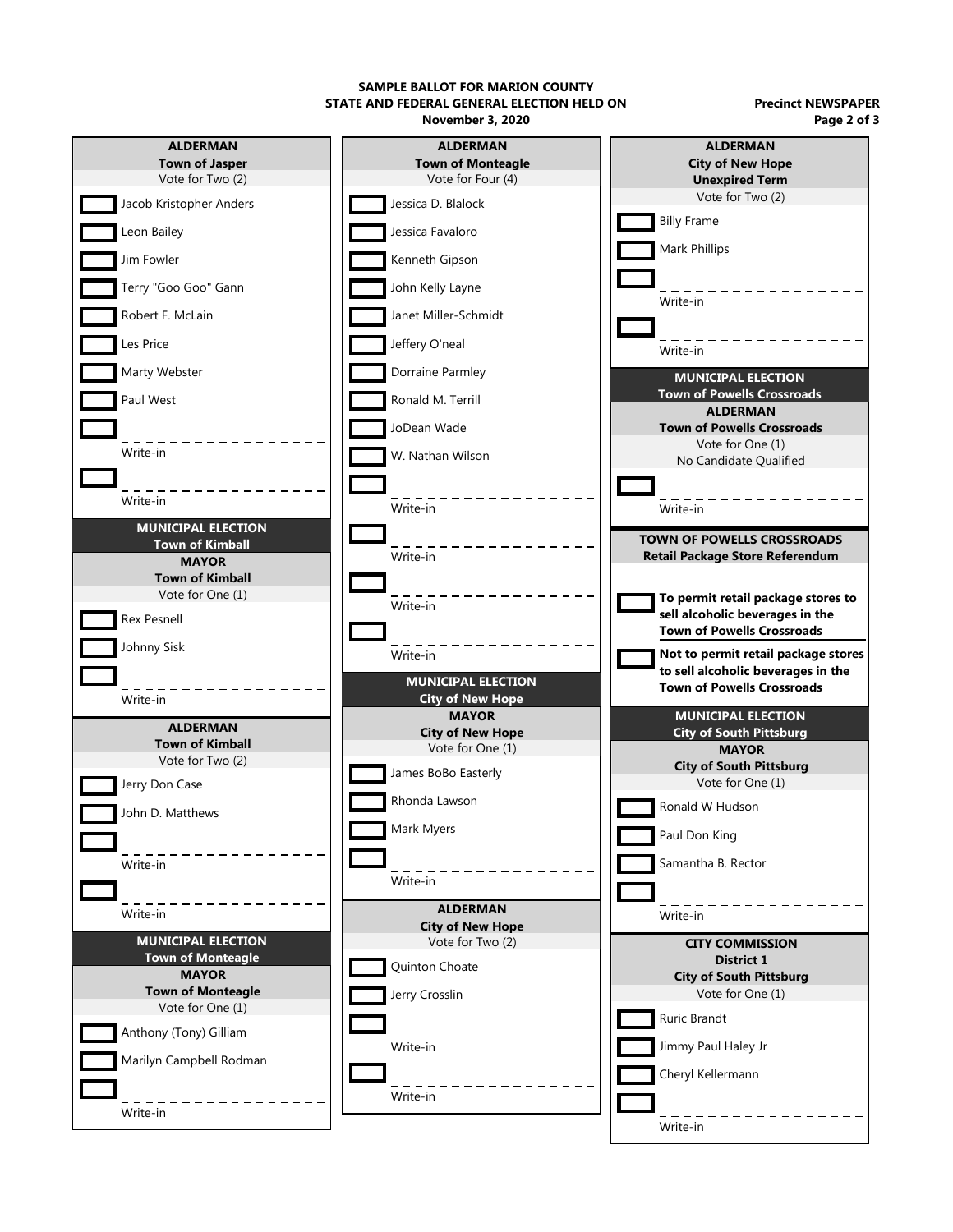SAMPLE BALLOT FOR MARION COUNTY
STATE AND FEDERAL GENERAL ELECTION HELD ON
November 3, 2020

Precinct NEWSPAPER

### ALDERMAN
**Town of Jasper**
Vote for Two (2)

- [ ] Jacob Kristopher Anders
- [ ] Leon Bailey
- [ ] Jim Fowler
- [ ] Terry "Goo Goo" Gann
- [ ] Robert F. McLain
- [ ] Les Price
- [ ] Marty Webster
- [ ] Paul West
- [ ] Write-in
- [ ] Write-in

## MUNICIPAL ELECTION
**Town of Kimball**

### MAYOR
**Town of Kimball**
Vote for One (1)

- [ ] Rex Pesnell
- [ ] Johnny Sisk
- [ ] Write-in

### ALDERMAN
**Town of Kimball**
Vote for Two (2)

- [ ] Jerry Don Case
- [ ] John D. Matthews
- [ ] Write-in
- [ ] Write-in

## MUNICIPAL ELECTION
**Town of Monteagle**

### MAYOR
**Town of Monteagle**
Vote for One (1)

- [ ] Anthony (Tony) Gilliam
- [ ] Marilyn Campbell Rodman
- [ ] Write-in

### ALDERMAN
**Town of Monteagle**
Vote for Four (4)

- [ ] Jessica D. Blalock
- [ ] Jessica Favaloro
- [ ] Kenneth Gipson
- [ ] John Kelly Layne
- [ ] Janet Miller-Schmidt
- [ ] Jeffery O'neal
- [ ] Dorraine Parmley
- [ ] Ronald M. Terrill
- [ ] JoDean Wade
- [ ] W. Nathan Wilson
- [ ] Write-in
- [ ] Write-in
- [ ] Write-in
- [ ] Write-in

## MUNICIPAL ELECTION
**City of New Hope**

### MAYOR
**City of New Hope**
Vote for One (1)

- [ ] James BoBo Easterly
- [ ] Rhonda Lawson
- [ ] Mark Myers
- [ ] Write-in

### ALDERMAN
**City of New Hope**
Vote for Two (2)

- [ ] Quinton Choate
- [ ] Jerry Crosslin
- [ ] Write-in
- [ ] Write-in

### ALDERMAN
**City of New Hope**
**Unexpired Term**
Vote for Two (2)

- [ ] Billy Frame
- [ ] Mark Phillips
- [ ] Write-in
- [ ] Write-in

## MUNICIPAL ELECTION
**Town of Powells Crossroads**

### ALDERMAN
**Town of Powells Crossroads**
Vote for One (1)
No Candidate Qualified

- [ ] Write-in

### TOWN OF POWELLS CROSSROADS
**Retail Package Store Referendum**

- [ ] **To permit retail package stores to sell alcoholic beverages in the Town of Powells Crossroads**
- [ ] **Not to permit retail package stores to sell alcoholic beverages in the Town of Powells Crossroads**

## MUNICIPAL ELECTION
**City of South Pittsburg**

### MAYOR
**City of South Pittsburg**
Vote for One (1)

- [ ] Ronald W Hudson
- [ ] Paul Don King
- [ ] Samantha B. Rector
- [ ] Write-in

### CITY COMMISSION
**District 1**
**City of South Pittsburg**
Vote for One (1)

- [ ] Ruric Brandt
- [ ] Jimmy Paul Haley Jr
- [ ] Cheryl Kellermann
- [ ] Write-in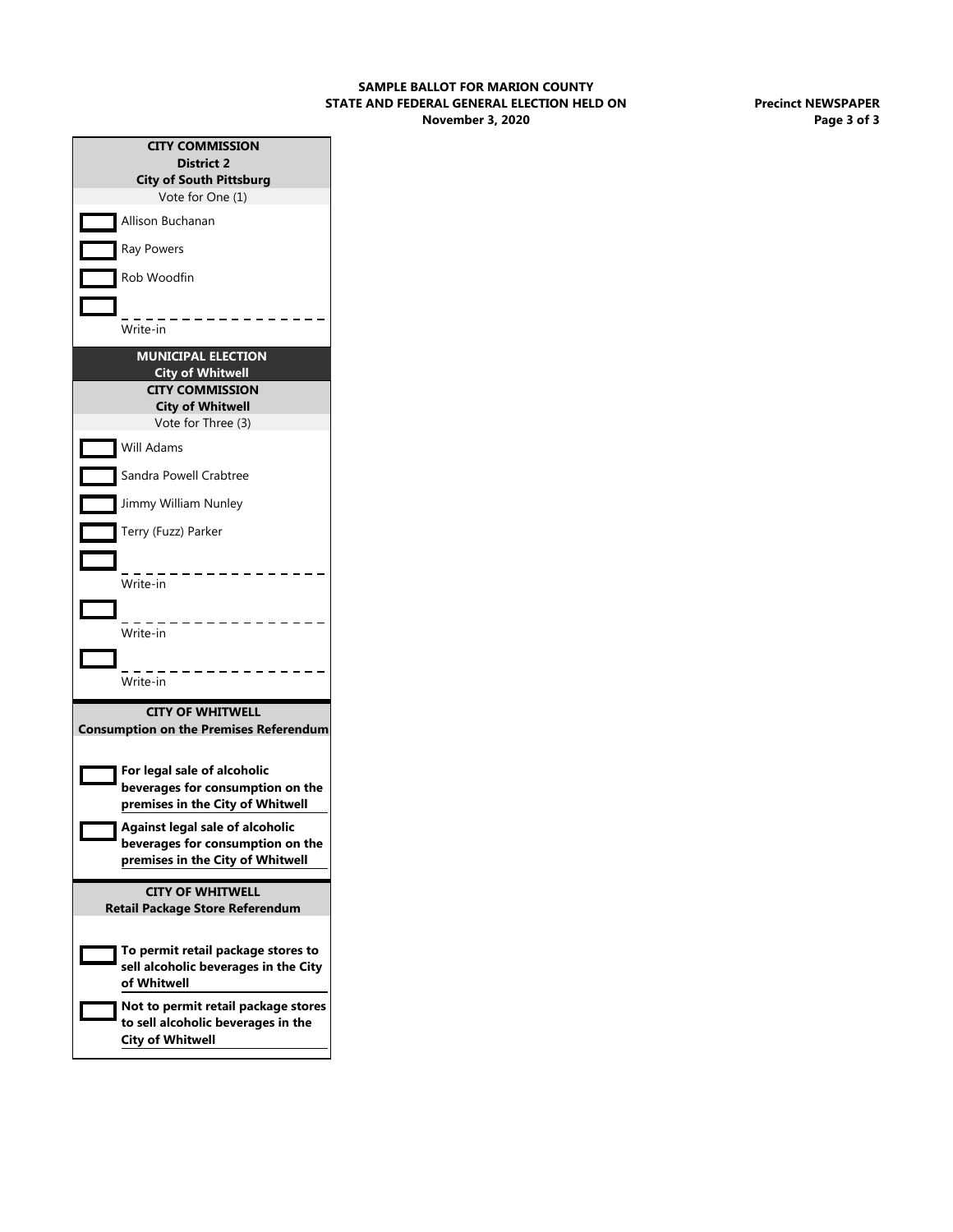**SAMPLE BALLOT FOR MARION COUNTY**
**STATE AND FEDERAL GENERAL ELECTION HELD ON**
**November 3, 2020**

**Precinct NEWSPAPER**

## CITY COMMISSION
### District 2
### City of South Pittsburg

Vote for One (1)

- [ ] Allison Buchanan
- [ ] Ray Powers
- [ ] Rob Woodfin
- [ ] ________________ Write-in

## MUNICIPAL ELECTION
### City of Whitwell

## CITY COMMISSION
### City of Whitwell

Vote for Three (3)

- [ ] Will Adams
- [ ] Sandra Powell Crabtree
- [ ] Jimmy William Nunley
- [ ] Terry (Fuzz) Parker
- [ ] ________________ Write-in
- [ ] ________________ Write-in
- [ ] ________________ Write-in

## CITY OF WHITWELL
### Consumption on the Premises Referendum

- [ ] **For legal sale of alcoholic beverages for consumption on the premises in the City of Whitwell**
- [ ] **Against legal sale of alcoholic beverages for consumption on the premises in the City of Whitwell**

## CITY OF WHITWELL
### Retail Package Store Referendum

- [ ] **To permit retail package stores to sell alcoholic beverages in the City of Whitwell**
- [ ] **Not to permit retail package stores to sell alcoholic beverages in the City of Whitwell**